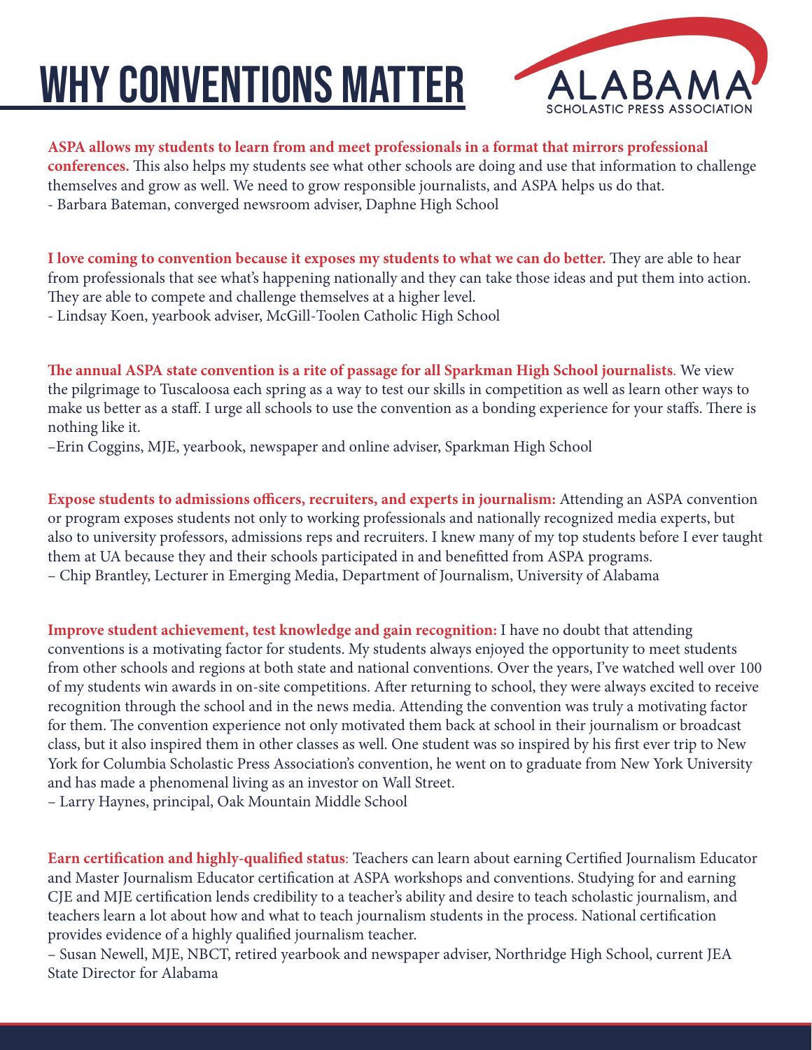# WHY CONVENTIONS MATTER

ALABAMA SCHOLASTIC PRESS ASSOCIATION

**ASPA allows my students to learn from and meet professionals in a format that mirrors professional conferences.** This also helps my students see what other schools are doing and use that information to challenge themselves and grow as well. We need to grow responsible journalists, and ASPA helps us do that.
- Barbara Bateman, converged newsroom adviser, Daphne High School

**I love coming to convention because it exposes my students to what we can do better.** They are able to hear from professionals that see what's happening nationally and they can take those ideas and put them into action. They are able to compete and challenge themselves at a higher level.
- Lindsay Koen, yearbook adviser, McGill-Toolen Catholic High School

**The annual ASPA state convention is a rite of passage for all Sparkman High School journalists**. We view the pilgrimage to Tuscaloosa each spring as a way to test our skills in competition as well as learn other ways to make us better as a staff. I urge all schools to use the convention as a bonding experience for your staffs. There is nothing like it.
–Erin Coggins, MJE, yearbook, newspaper and online adviser, Sparkman High School

**Expose students to admissions officers, recruiters, and experts in journalism:** Attending an ASPA convention or program exposes students not only to working professionals and nationally recognized media experts, but also to university professors, admissions reps and recruiters. I knew many of my top students before I ever taught them at UA because they and their schools participated in and benefitted from ASPA programs.
– Chip Brantley, Lecturer in Emerging Media, Department of Journalism, University of Alabama

**Improve student achievement, test knowledge and gain recognition:** I have no doubt that attending conventions is a motivating factor for students. My students always enjoyed the opportunity to meet students from other schools and regions at both state and national conventions. Over the years, I've watched well over 100 of my students win awards in on-site competitions. After returning to school, they were always excited to receive recognition through the school and in the news media. Attending the convention was truly a motivating factor for them. The convention experience not only motivated them back at school in their journalism or broadcast class, but it also inspired them in other classes as well. One student was so inspired by his first ever trip to New York for Columbia Scholastic Press Association's convention, he went on to graduate from New York University and has made a phenomenal living as an investor on Wall Street.
– Larry Haynes, principal, Oak Mountain Middle School

**Earn certification and highly-qualified status**: Teachers can learn about earning Certified Journalism Educator and Master Journalism Educator certification at ASPA workshops and conventions. Studying for and earning CJE and MJE certification lends credibility to a teacher's ability and desire to teach scholastic journalism, and teachers learn a lot about how and what to teach journalism students in the process. National certification provides evidence of a highly qualified journalism teacher.
– Susan Newell, MJE, NBCT, retired yearbook and newspaper adviser, Northridge High School, current JEA State Director for Alabama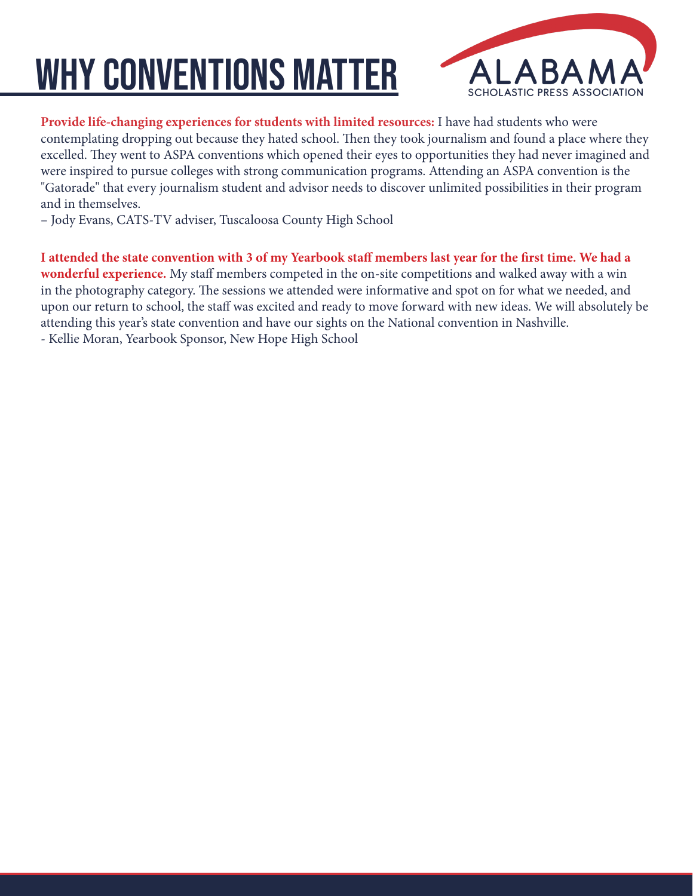# WHY CONVENTIONS MATTER

ALABAMA
SCHOLASTIC PRESS ASSOCIATION

**Provide life-changing experiences for students with limited resources:** I have had students who were contemplating dropping out because they hated school. Then they took journalism and found a place where they excelled. They went to ASPA conventions which opened their eyes to opportunities they had never imagined and were inspired to pursue colleges with strong communication programs. Attending an ASPA convention is the "Gatorade" that every journalism student and advisor needs to discover unlimited possibilities in their program and in themselves.
– Jody Evans, CATS-TV adviser, Tuscaloosa County High School

**I attended the state convention with 3 of my Yearbook staff members last year for the first time. We had a wonderful experience.** My staff members competed in the on-site competitions and walked away with a win in the photography category. The sessions we attended were informative and spot on for what we needed, and upon our return to school, the staff was excited and ready to move forward with new ideas. We will absolutely be attending this year's state convention and have our sights on the National convention in Nashville.
- Kellie Moran, Yearbook Sponsor, New Hope High School